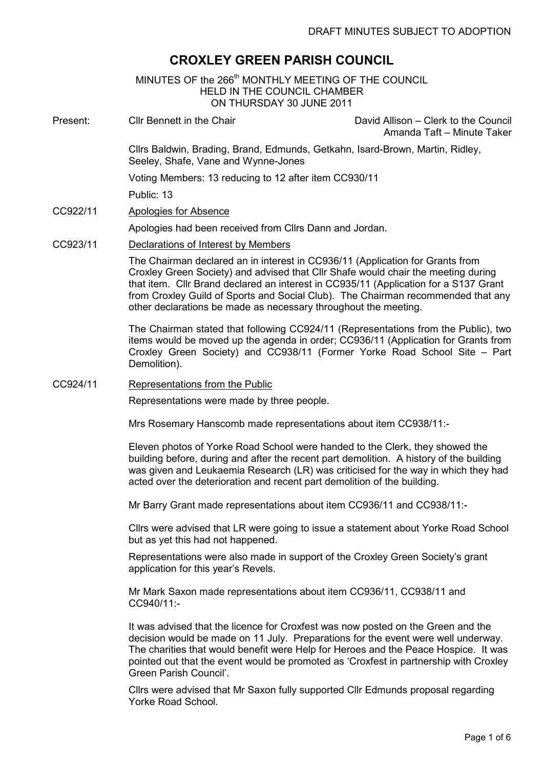DRAFT MINUTES SUBJECT TO ADOPTION

# CROXLEY GREEN PARISH COUNCIL

MINUTES OF the 266th MONTHLY MEETING OF THE COUNCIL
HELD IN THE COUNCIL CHAMBER
ON THURSDAY 30 JUNE 2011

Present: Cllr Bennett in the Chair — David Allison – Clerk to the Council; Amanda Taft – Minute Taker

Cllrs Baldwin, Brading, Brand, Edmunds, Getkahn, Isard-Brown, Martin, Ridley, Seeley, Shafe, Vane and Wynne-Jones

Voting Members: 13 reducing to 12 after item CC930/11

Public: 13

**CC922/11** Apologies for Absence

Apologies had been received from Cllrs Dann and Jordan.

**CC923/11** Declarations of Interest by Members

The Chairman declared an in interest in CC936/11 (Application for Grants from Croxley Green Society) and advised that Cllr Shafe would chair the meeting during that item. Cllr Brand declared an interest in CC935/11 (Application for a S137 Grant from Croxley Guild of Sports and Social Club). The Chairman recommended that any other declarations be made as necessary throughout the meeting.

The Chairman stated that following CC924/11 (Representations from the Public), two items would be moved up the agenda in order; CC936/11 (Application for Grants from Croxley Green Society) and CC938/11 (Former Yorke Road School Site – Part Demolition).

**CC924/11** Representations from the Public

Representations were made by three people.

Mrs Rosemary Hanscomb made representations about item CC938/11:-

Eleven photos of Yorke Road School were handed to the Clerk, they showed the building before, during and after the recent part demolition. A history of the building was given and Leukaemia Research (LR) was criticised for the way in which they had acted over the deterioration and recent part demolition of the building.

Mr Barry Grant made representations about item CC936/11 and CC938/11:-

Cllrs were advised that LR were going to issue a statement about Yorke Road School but as yet this had not happened.

Representations were also made in support of the Croxley Green Society's grant application for this year's Revels.

Mr Mark Saxon made representations about item CC936/11, CC938/11 and CC940/11:-

It was advised that the licence for Croxfest was now posted on the Green and the decision would be made on 11 July. Preparations for the event were well underway. The charities that would benefit were Help for Heroes and the Peace Hospice. It was pointed out that the event would be promoted as 'Croxfest in partnership with Croxley Green Parish Council'.

Cllrs were advised that Mr Saxon fully supported Cllr Edmunds proposal regarding Yorke Road School.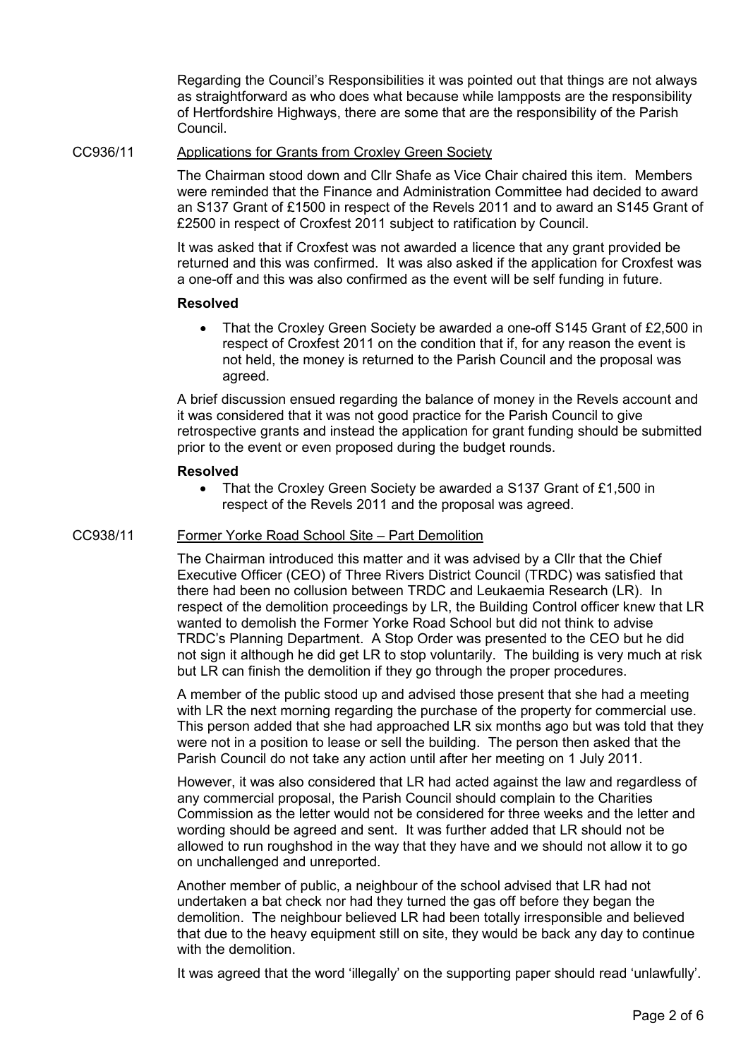Regarding the Council's Responsibilities it was pointed out that things are not always as straightforward as who does what because while lampposts are the responsibility of Hertfordshire Highways, there are some that are the responsibility of the Parish Council.

CC936/11 Applications for Grants from Croxley Green Society

The Chairman stood down and Cllr Shafe as Vice Chair chaired this item. Members were reminded that the Finance and Administration Committee had decided to award an S137 Grant of £1500 in respect of the Revels 2011 and to award an S145 Grant of £2500 in respect of Croxfest 2011 subject to ratification by Council.

It was asked that if Croxfest was not awarded a licence that any grant provided be returned and this was confirmed. It was also asked if the application for Croxfest was a one-off and this was also confirmed as the event will be self funding in future.

**Resolved**

- That the Croxley Green Society be awarded a one-off S145 Grant of £2,500 in respect of Croxfest 2011 on the condition that if, for any reason the event is not held, the money is returned to the Parish Council and the proposal was agreed.

A brief discussion ensued regarding the balance of money in the Revels account and it was considered that it was not good practice for the Parish Council to give retrospective grants and instead the application for grant funding should be submitted prior to the event or even proposed during the budget rounds.

**Resolved**

- That the Croxley Green Society be awarded a S137 Grant of £1,500 in respect of the Revels 2011 and the proposal was agreed.

CC938/11 Former Yorke Road School Site – Part Demolition

The Chairman introduced this matter and it was advised by a Cllr that the Chief Executive Officer (CEO) of Three Rivers District Council (TRDC) was satisfied that there had been no collusion between TRDC and Leukaemia Research (LR). In respect of the demolition proceedings by LR, the Building Control officer knew that LR wanted to demolish the Former Yorke Road School but did not think to advise TRDC's Planning Department. A Stop Order was presented to the CEO but he did not sign it although he did get LR to stop voluntarily. The building is very much at risk but LR can finish the demolition if they go through the proper procedures.

A member of the public stood up and advised those present that she had a meeting with LR the next morning regarding the purchase of the property for commercial use. This person added that she had approached LR six months ago but was told that they were not in a position to lease or sell the building. The person then asked that the Parish Council do not take any action until after her meeting on 1 July 2011.

However, it was also considered that LR had acted against the law and regardless of any commercial proposal, the Parish Council should complain to the Charities Commission as the letter would not be considered for three weeks and the letter and wording should be agreed and sent. It was further added that LR should not be allowed to run roughshod in the way that they have and we should not allow it to go on unchallenged and unreported.

Another member of public, a neighbour of the school advised that LR had not undertaken a bat check nor had they turned the gas off before they began the demolition. The neighbour believed LR had been totally irresponsible and believed that due to the heavy equipment still on site, they would be back any day to continue with the demolition.

It was agreed that the word 'illegally' on the supporting paper should read 'unlawfully'.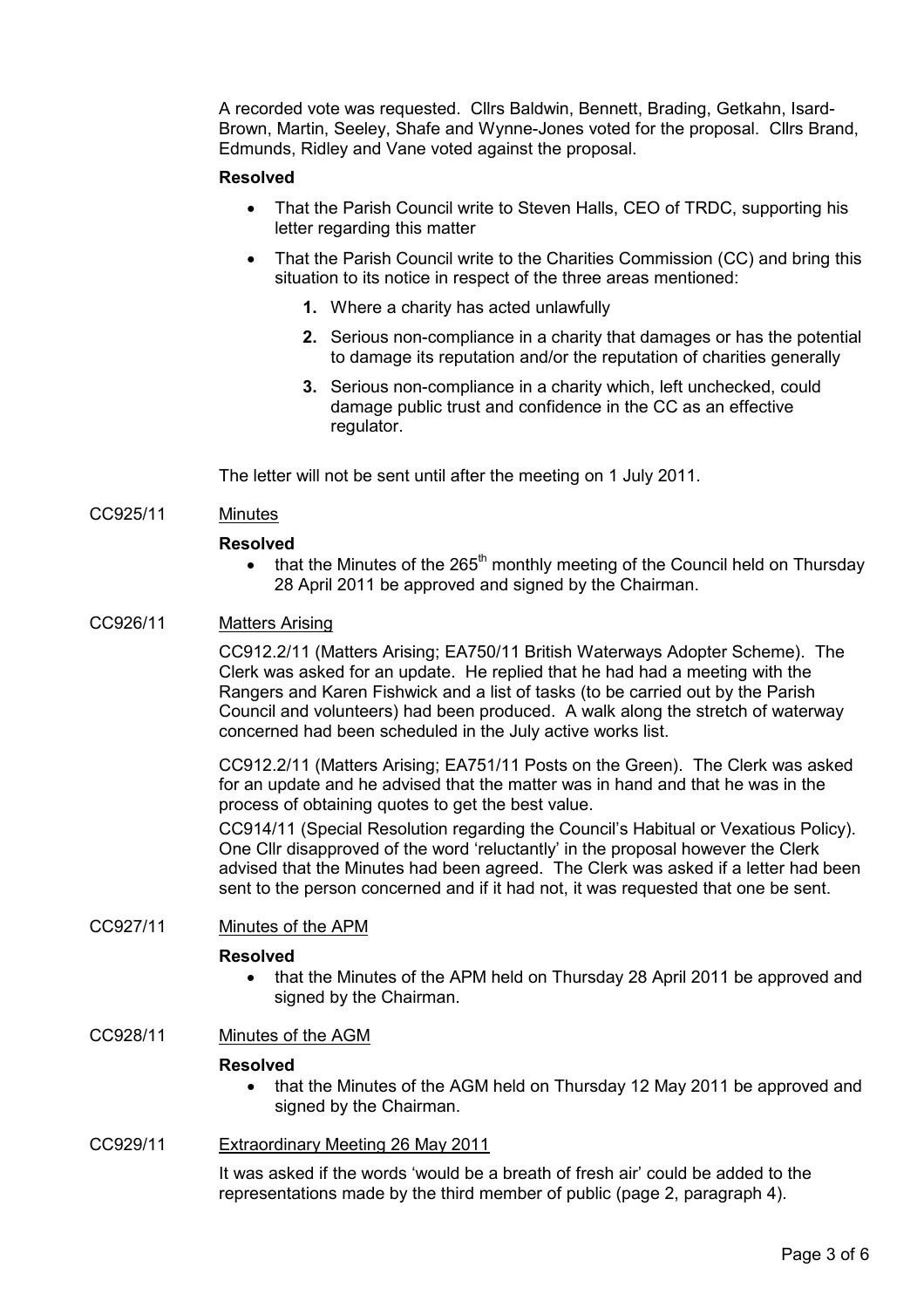A recorded vote was requested. Cllrs Baldwin, Bennett, Brading, Getkahn, Isard-Brown, Martin, Seeley, Shafe and Wynne-Jones voted for the proposal. Cllrs Brand, Edmunds, Ridley and Vane voted against the proposal.

**Resolved**

- That the Parish Council write to Steven Halls, CEO of TRDC, supporting his letter regarding this matter
- That the Parish Council write to the Charities Commission (CC) and bring this situation to its notice in respect of the three areas mentioned:
  1. Where a charity has acted unlawfully
  2. Serious non-compliance in a charity that damages or has the potential to damage its reputation and/or the reputation of charities generally
  3. Serious non-compliance in a charity which, left unchecked, could damage public trust and confidence in the CC as an effective regulator.

The letter will not be sent until after the meeting on 1 July 2011.

CC925/11 Minutes

**Resolved**

- that the Minutes of the 265th monthly meeting of the Council held on Thursday 28 April 2011 be approved and signed by the Chairman.

CC926/11 Matters Arising

CC912.2/11 (Matters Arising; EA750/11 British Waterways Adopter Scheme). The Clerk was asked for an update. He replied that he had had a meeting with the Rangers and Karen Fishwick and a list of tasks (to be carried out by the Parish Council and volunteers) had been produced. A walk along the stretch of waterway concerned had been scheduled in the July active works list.

CC912.2/11 (Matters Arising; EA751/11 Posts on the Green). The Clerk was asked for an update and he advised that the matter was in hand and that he was in the process of obtaining quotes to get the best value.

CC914/11 (Special Resolution regarding the Council's Habitual or Vexatious Policy). One Cllr disapproved of the word 'reluctantly' in the proposal however the Clerk advised that the Minutes had been agreed. The Clerk was asked if a letter had been sent to the person concerned and if it had not, it was requested that one be sent.

CC927/11 Minutes of the APM

**Resolved**

- that the Minutes of the APM held on Thursday 28 April 2011 be approved and signed by the Chairman.

CC928/11 Minutes of the AGM

**Resolved**

- that the Minutes of the AGM held on Thursday 12 May 2011 be approved and signed by the Chairman.

CC929/11 Extraordinary Meeting 26 May 2011

It was asked if the words 'would be a breath of fresh air' could be added to the representations made by the third member of public (page 2, paragraph 4).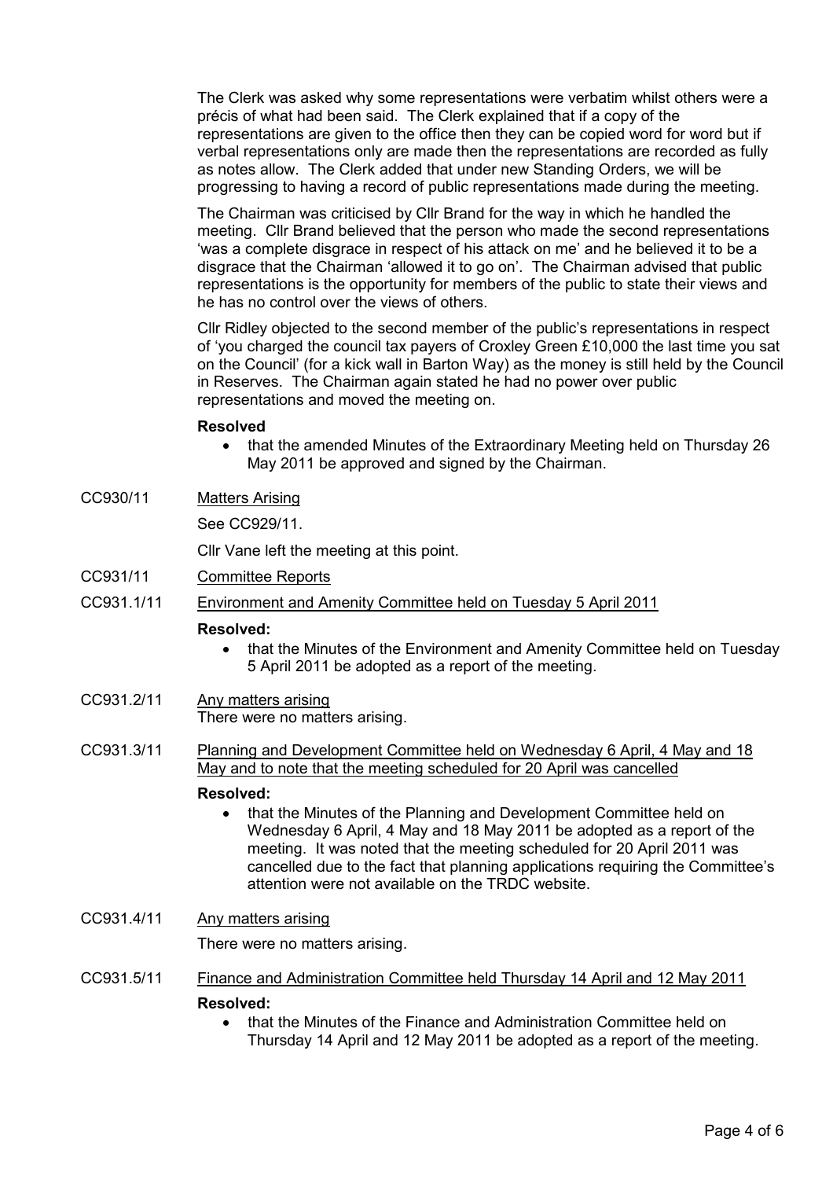The Clerk was asked why some representations were verbatim whilst others were a précis of what had been said. The Clerk explained that if a copy of the representations are given to the office then they can be copied word for word but if verbal representations only are made then the representations are recorded as fully as notes allow. The Clerk added that under new Standing Orders, we will be progressing to having a record of public representations made during the meeting.

The Chairman was criticised by Cllr Brand for the way in which he handled the meeting. Cllr Brand believed that the person who made the second representations 'was a complete disgrace in respect of his attack on me' and he believed it to be a disgrace that the Chairman 'allowed it to go on'. The Chairman advised that public representations is the opportunity for members of the public to state their views and he has no control over the views of others.

Cllr Ridley objected to the second member of the public's representations in respect of 'you charged the council tax payers of Croxley Green £10,000 the last time you sat on the Council' (for a kick wall in Barton Way) as the money is still held by the Council in Reserves. The Chairman again stated he had no power over public representations and moved the meeting on.

**Resolved**

- that the amended Minutes of the Extraordinary Meeting held on Thursday 26 May 2011 be approved and signed by the Chairman.

CC930/11 Matters Arising

See CC929/11.

Cllr Vane left the meeting at this point.

CC931/11 Committee Reports

CC931.1/11 Environment and Amenity Committee held on Tuesday 5 April 2011

**Resolved:**

- that the Minutes of the Environment and Amenity Committee held on Tuesday 5 April 2011 be adopted as a report of the meeting.

CC931.2/11 Any matters arising

There were no matters arising.

CC931.3/11 Planning and Development Committee held on Wednesday 6 April, 4 May and 18 May and to note that the meeting scheduled for 20 April was cancelled

**Resolved:**

- that the Minutes of the Planning and Development Committee held on Wednesday 6 April, 4 May and 18 May 2011 be adopted as a report of the meeting. It was noted that the meeting scheduled for 20 April 2011 was cancelled due to the fact that planning applications requiring the Committee's attention were not available on the TRDC website.

CC931.4/11 Any matters arising

There were no matters arising.

CC931.5/11 Finance and Administration Committee held Thursday 14 April and 12 May 2011

**Resolved:**

- that the Minutes of the Finance and Administration Committee held on Thursday 14 April and 12 May 2011 be adopted as a report of the meeting.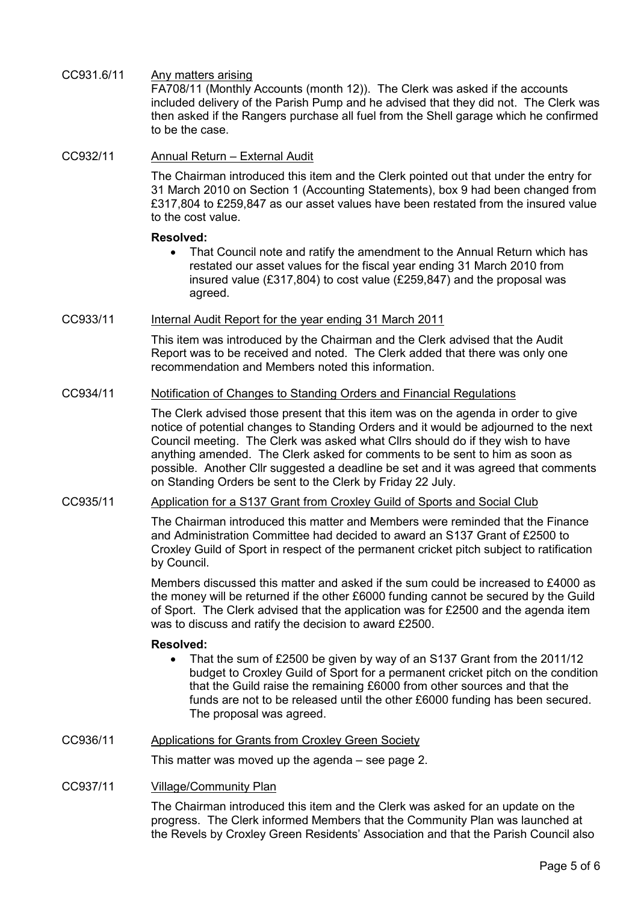CC931.6/11 <u>Any matters arising</u>

FA708/11 (Monthly Accounts (month 12)). The Clerk was asked if the accounts included delivery of the Parish Pump and he advised that they did not. The Clerk was then asked if the Rangers purchase all fuel from the Shell garage which he confirmed to be the case.

CC932/11 <u>Annual Return – External Audit</u>

The Chairman introduced this item and the Clerk pointed out that under the entry for 31 March 2010 on Section 1 (Accounting Statements), box 9 had been changed from £317,804 to £259,847 as our asset values have been restated from the insured value to the cost value.

**Resolved:**

- That Council note and ratify the amendment to the Annual Return which has restated our asset values for the fiscal year ending 31 March 2010 from insured value (£317,804) to cost value (£259,847) and the proposal was agreed.

CC933/11 <u>Internal Audit Report for the year ending 31 March 2011</u>

This item was introduced by the Chairman and the Clerk advised that the Audit Report was to be received and noted. The Clerk added that there was only one recommendation and Members noted this information.

CC934/11 <u>Notification of Changes to Standing Orders and Financial Regulations</u>

The Clerk advised those present that this item was on the agenda in order to give notice of potential changes to Standing Orders and it would be adjourned to the next Council meeting. The Clerk was asked what Cllrs should do if they wish to have anything amended. The Clerk asked for comments to be sent to him as soon as possible. Another Cllr suggested a deadline be set and it was agreed that comments on Standing Orders be sent to the Clerk by Friday 22 July.

CC935/11 <u>Application for a S137 Grant from Croxley Guild of Sports and Social Club</u>

The Chairman introduced this matter and Members were reminded that the Finance and Administration Committee had decided to award an S137 Grant of £2500 to Croxley Guild of Sport in respect of the permanent cricket pitch subject to ratification by Council.

Members discussed this matter and asked if the sum could be increased to £4000 as the money will be returned if the other £6000 funding cannot be secured by the Guild of Sport. The Clerk advised that the application was for £2500 and the agenda item was to discuss and ratify the decision to award £2500.

**Resolved:**

- That the sum of £2500 be given by way of an S137 Grant from the 2011/12 budget to Croxley Guild of Sport for a permanent cricket pitch on the condition that the Guild raise the remaining £6000 from other sources and that the funds are not to be released until the other £6000 funding has been secured. The proposal was agreed.

CC936/11 <u>Applications for Grants from Croxley Green Society</u>

This matter was moved up the agenda – see page 2.

CC937/11 <u>Village/Community Plan</u>

The Chairman introduced this item and the Clerk was asked for an update on the progress. The Clerk informed Members that the Community Plan was launched at the Revels by Croxley Green Residents' Association and that the Parish Council also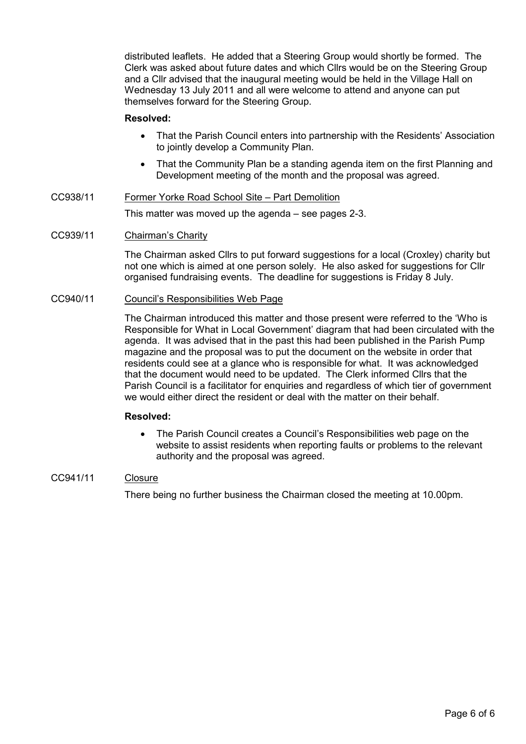distributed leaflets. He added that a Steering Group would shortly be formed. The Clerk was asked about future dates and which Cllrs would be on the Steering Group and a Cllr advised that the inaugural meeting would be held in the Village Hall on Wednesday 13 July 2011 and all were welcome to attend and anyone can put themselves forward for the Steering Group.

**Resolved:**

- That the Parish Council enters into partnership with the Residents' Association to jointly develop a Community Plan.
- That the Community Plan be a standing agenda item on the first Planning and Development meeting of the month and the proposal was agreed.

CC938/11 Former Yorke Road School Site – Part Demolition

This matter was moved up the agenda – see pages 2-3.

CC939/11 Chairman's Charity

The Chairman asked Cllrs to put forward suggestions for a local (Croxley) charity but not one which is aimed at one person solely. He also asked for suggestions for Cllr organised fundraising events. The deadline for suggestions is Friday 8 July.

CC940/11 Council's Responsibilities Web Page

The Chairman introduced this matter and those present were referred to the 'Who is Responsible for What in Local Government' diagram that had been circulated with the agenda. It was advised that in the past this had been published in the Parish Pump magazine and the proposal was to put the document on the website in order that residents could see at a glance who is responsible for what. It was acknowledged that the document would need to be updated. The Clerk informed Cllrs that the Parish Council is a facilitator for enquiries and regardless of which tier of government we would either direct the resident or deal with the matter on their behalf.

**Resolved:**

- The Parish Council creates a Council's Responsibilities web page on the website to assist residents when reporting faults or problems to the relevant authority and the proposal was agreed.

CC941/11 Closure

There being no further business the Chairman closed the meeting at 10.00pm.